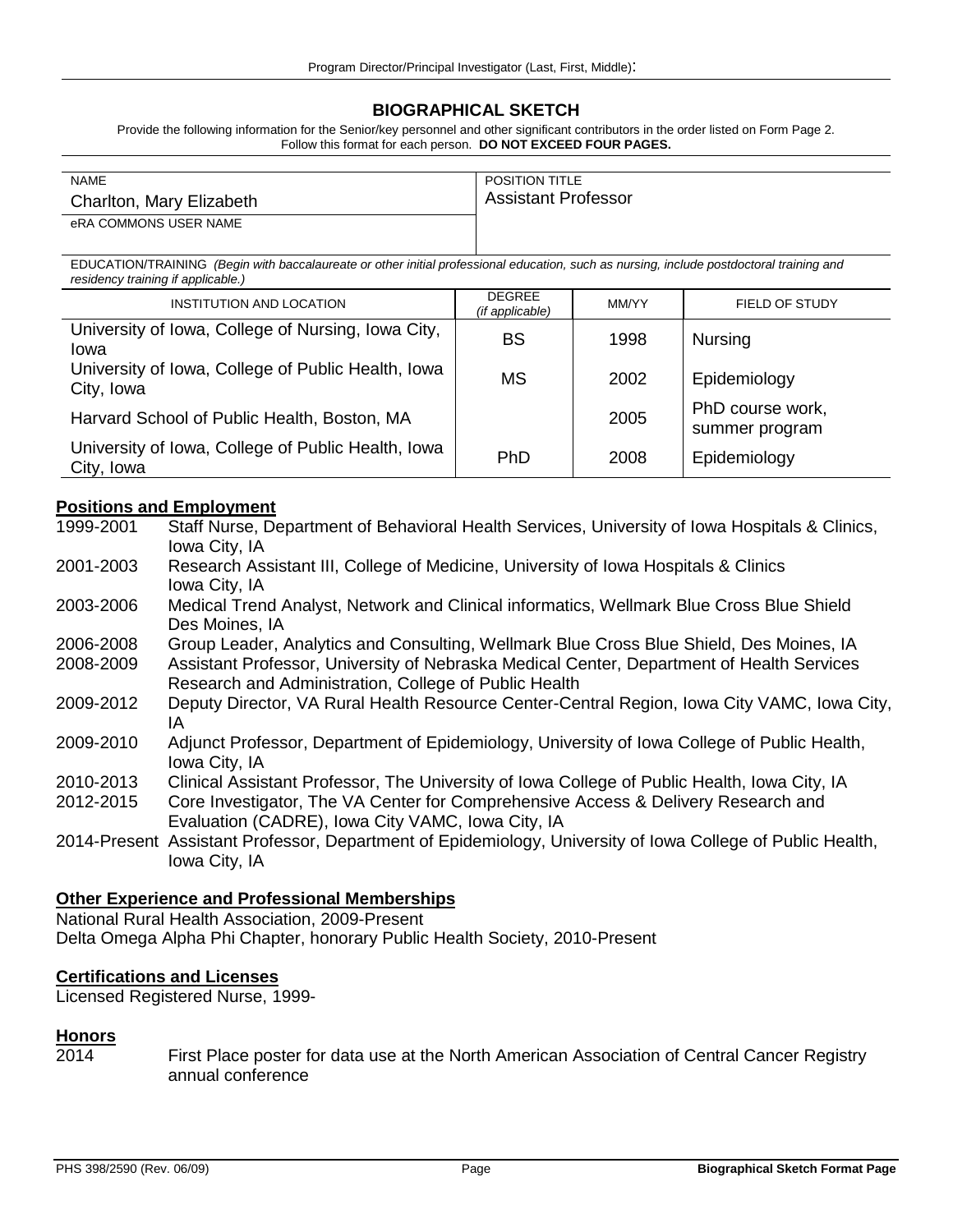## BIOGRAPHICAL SKETCH

Provide the following information for the Senior/key personnel and other significant contributors in the order listed on Form Page 2.
Follow this format for each person. **DO NOT EXCEED FOUR PAGES.**

| NAME | POSITION TITLE |
|---|---|
| Charlton, Mary Elizabeth | Assistant Professor |
| eRA COMMONS USER NAME | |

EDUCATION/TRAINING *(Begin with baccalaureate or other initial professional education, such as nursing, include postdoctoral training and residency training if applicable.)*

| INSTITUTION AND LOCATION | DEGREE *(if applicable)* | MM/YY | FIELD OF STUDY |
|---|---|---|---|
| University of Iowa, College of Nursing, Iowa City, Iowa | BS | 1998 | Nursing |
| University of Iowa, College of Public Health, Iowa City, Iowa | MS | 2002 | Epidemiology |
| Harvard School of Public Health, Boston, MA | | 2005 | PhD course work, summer program |
| University of Iowa, College of Public Health, Iowa City, Iowa | PhD | 2008 | Epidemiology |

### Positions and Employment

- 1999-2001 Staff Nurse, Department of Behavioral Health Services, University of Iowa Hospitals & Clinics, Iowa City, IA
- 2001-2003 Research Assistant III, College of Medicine, University of Iowa Hospitals & Clinics Iowa City, IA
- 2003-2006 Medical Trend Analyst, Network and Clinical informatics, Wellmark Blue Cross Blue Shield Des Moines, IA
- 2006-2008 Group Leader, Analytics and Consulting, Wellmark Blue Cross Blue Shield, Des Moines, IA
- 2008-2009 Assistant Professor, University of Nebraska Medical Center, Department of Health Services Research and Administration, College of Public Health
- 2009-2012 Deputy Director, VA Rural Health Resource Center-Central Region, Iowa City VAMC, Iowa City, IA
- 2009-2010 Adjunct Professor, Department of Epidemiology, University of Iowa College of Public Health, Iowa City, IA
- 2010-2013 Clinical Assistant Professor, The University of Iowa College of Public Health, Iowa City, IA
- 2012-2015 Core Investigator, The VA Center for Comprehensive Access & Delivery Research and Evaluation (CADRE), Iowa City VAMC, Iowa City, IA
- 2014-Present Assistant Professor, Department of Epidemiology, University of Iowa College of Public Health, Iowa City, IA

### Other Experience and Professional Memberships

National Rural Health Association, 2009-Present
Delta Omega Alpha Phi Chapter, honorary Public Health Society, 2010-Present

### Certifications and Licenses

Licensed Registered Nurse, 1999-

### Honors

2014 First Place poster for data use at the North American Association of Central Cancer Registry annual conference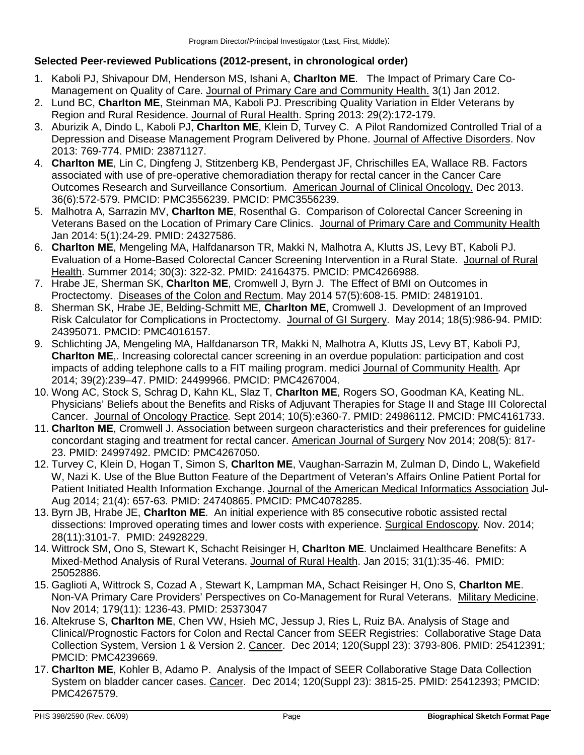### Selected Peer-reviewed Publications (2012-present, in chronological order)

1. Kaboli PJ, Shivapour DM, Henderson MS, Ishani A, **Charlton ME**. The Impact of Primary Care Co-Management on Quality of Care. Journal of Primary Care and Community Health. 3(1) Jan 2012.
2. Lund BC, **Charlton ME**, Steinman MA, Kaboli PJ. Prescribing Quality Variation in Elder Veterans by Region and Rural Residence. Journal of Rural Health. Spring 2013: 29(2):172-179.
3. Aburizik A, Dindo L, Kaboli PJ, **Charlton ME**, Klein D, Turvey C. A Pilot Randomized Controlled Trial of a Depression and Disease Management Program Delivered by Phone. Journal of Affective Disorders. Nov 2013: 769-774. PMID: 23871127.
4. **Charlton ME**, Lin C, Dingfeng J, Stitzenberg KB, Pendergast JF, Chrischilles EA, Wallace RB. Factors associated with use of pre-operative chemoradiation therapy for rectal cancer in the Cancer Care Outcomes Research and Surveillance Consortium. American Journal of Clinical Oncology. Dec 2013. 36(6):572-579. PMCID: PMC3556239. PMCID: PMC3556239.
5. Malhotra A, Sarrazin MV, **Charlton ME**, Rosenthal G. Comparison of Colorectal Cancer Screening in Veterans Based on the Location of Primary Care Clinics. Journal of Primary Care and Community Health Jan 2014: 5(1):24-29. PMID: 24327586.
6. **Charlton ME**, Mengeling MA, Halfdanarson TR, Makki N, Malhotra A, Klutts JS, Levy BT, Kaboli PJ. Evaluation of a Home-Based Colorectal Cancer Screening Intervention in a Rural State. Journal of Rural Health. Summer 2014; 30(3): 322-32. PMID: 24164375. PMCID: PMC4266988.
7. Hrabe JE, Sherman SK, **Charlton ME**, Cromwell J, Byrn J. The Effect of BMI on Outcomes in Proctectomy. Diseases of the Colon and Rectum. May 2014 57(5):608-15. PMID: 24819101.
8. Sherman SK, Hrabe JE, Belding-Schmitt ME, **Charlton ME**, Cromwell J. Development of an Improved Risk Calculator for Complications in Proctectomy. Journal of GI Surgery. May 2014; 18(5):986-94. PMID: 24395071. PMCID: PMC4016157.
9. Schlichting JA, Mengeling MA, Halfdanarson TR, Makki N, Malhotra A, Klutts JS, Levy BT, Kaboli PJ, **Charlton ME**,. Increasing colorectal cancer screening in an overdue population: participation and cost impacts of adding telephone calls to a FIT mailing program. medici Journal of Community Health*.* Apr 2014; 39(2):239–47. PMID: 24499966. PMCID: PMC4267004.
10. Wong AC, Stock S, Schrag D, Kahn KL, Slaz T, **Charlton ME**, Rogers SO, Goodman KA, Keating NL. Physicians' Beliefs about the Benefits and Risks of Adjuvant Therapies for Stage II and Stage III Colorectal Cancer. Journal of Oncology Practice*.* Sept 2014; 10(5):e360-7. PMID: 24986112. PMCID: PMC4161733.
11. **Charlton ME**, Cromwell J. Association between surgeon characteristics and their preferences for guideline concordant staging and treatment for rectal cancer. American Journal of Surgery Nov 2014; 208(5): 817-23. PMID: 24997492. PMCID: PMC4267050.
12. Turvey C, Klein D, Hogan T, Simon S, **Charlton ME**, Vaughan-Sarrazin M, Zulman D, Dindo L, Wakefield W, Nazi K. Use of the Blue Button Feature of the Department of Veteran's Affairs Online Patient Portal for Patient Initiated Health Information Exchange. Journal of the American Medical Informatics Association Jul-Aug 2014; 21(4): 657-63. PMID: 24740865. PMCID: PMC4078285.
13. Byrn JB, Hrabe JE, **Charlton ME**. An initial experience with 85 consecutive robotic assisted rectal dissections: Improved operating times and lower costs with experience. Surgical Endoscopy*.* Nov. 2014; 28(11):3101-7. PMID: 24928229.
14. Wittrock SM, Ono S, Stewart K, Schacht Reisinger H, **Charlton ME**. Unclaimed Healthcare Benefits: A Mixed-Method Analysis of Rural Veterans. Journal of Rural Health. Jan 2015; 31(1):35-46. PMID: 25052886.
15. Gaglioti A, Wittrock S, Cozad A , Stewart K, Lampman MA, Schact Reisinger H, Ono S, **Charlton ME**. Non-VA Primary Care Providers' Perspectives on Co-Management for Rural Veterans. Military Medicine. Nov 2014; 179(11): 1236-43. PMID: 25373047
16. Altekruse S, **Charlton ME**, Chen VW, Hsieh MC, Jessup J, Ries L, Ruiz BA. Analysis of Stage and Clinical/Prognostic Factors for Colon and Rectal Cancer from SEER Registries: Collaborative Stage Data Collection System, Version 1 & Version 2. Cancer. Dec 2014; 120(Suppl 23): 3793-806. PMID: 25412391; PMCID: PMC4239669.
17. **Charlton ME**, Kohler B, Adamo P. Analysis of the Impact of SEER Collaborative Stage Data Collection System on bladder cancer cases. Cancer. Dec 2014; 120(Suppl 23): 3815-25. PMID: 25412393; PMCID: PMC4267579.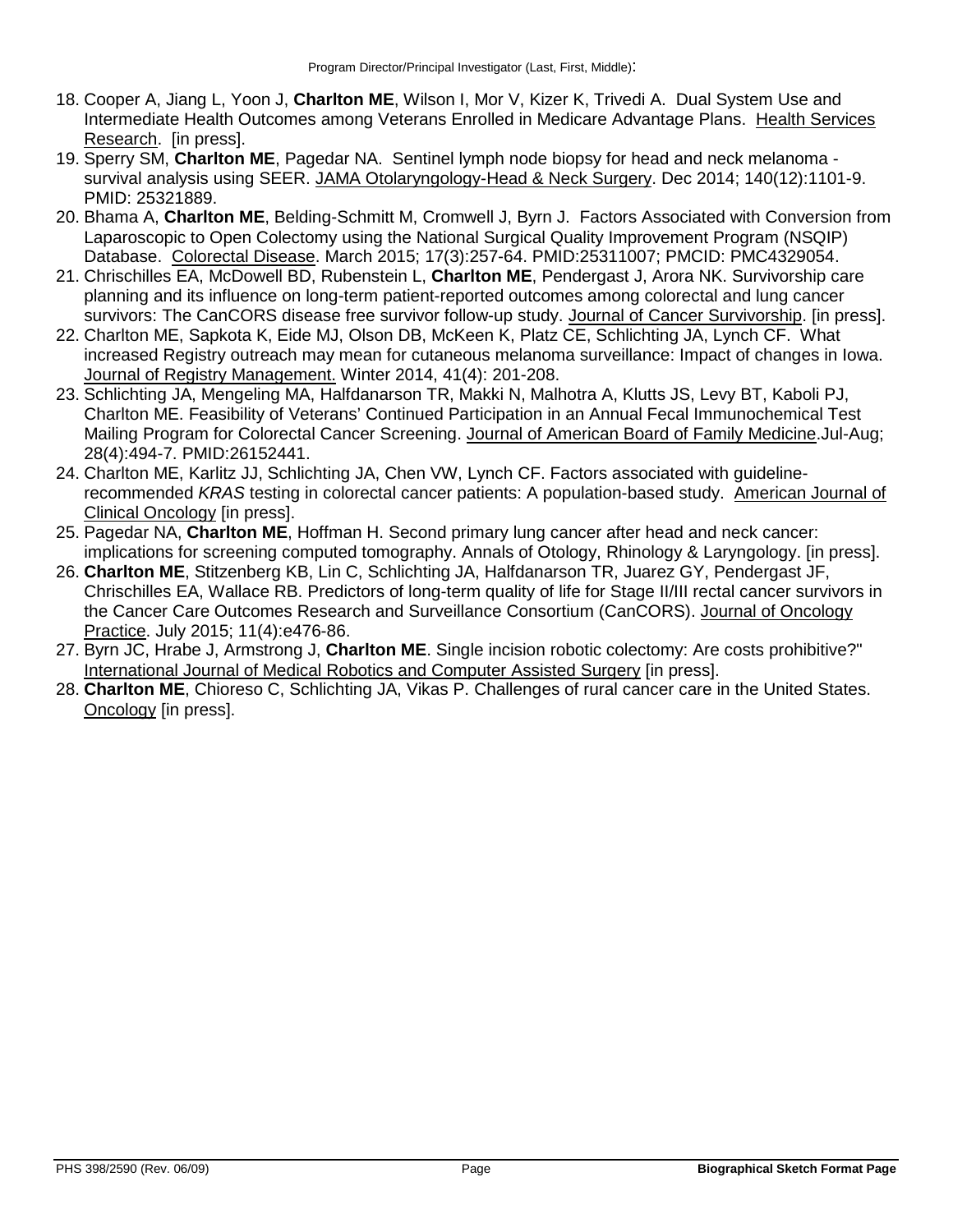18. Cooper A, Jiang L, Yoon J, **Charlton ME**, Wilson I, Mor V, Kizer K, Trivedi A. Dual System Use and Intermediate Health Outcomes among Veterans Enrolled in Medicare Advantage Plans. Health Services Research. [in press].
19. Sperry SM, **Charlton ME**, Pagedar NA. Sentinel lymph node biopsy for head and neck melanoma - survival analysis using SEER. JAMA Otolaryngology-Head & Neck Surgery. Dec 2014; 140(12):1101-9. PMID: 25321889.
20. Bhama A, **Charlton ME**, Belding-Schmitt M, Cromwell J, Byrn J. Factors Associated with Conversion from Laparoscopic to Open Colectomy using the National Surgical Quality Improvement Program (NSQIP) Database. Colorectal Disease. March 2015; 17(3):257-64. PMID:25311007; PMCID: PMC4329054.
21. Chrischilles EA, McDowell BD, Rubenstein L, **Charlton ME**, Pendergast J, Arora NK. Survivorship care planning and its influence on long-term patient-reported outcomes among colorectal and lung cancer survivors: The CanCORS disease free survivor follow-up study. Journal of Cancer Survivorship. [in press].
22. Charlton ME, Sapkota K, Eide MJ, Olson DB, McKeen K, Platz CE, Schlichting JA, Lynch CF. What increased Registry outreach may mean for cutaneous melanoma surveillance: Impact of changes in Iowa. Journal of Registry Management. Winter 2014, 41(4): 201-208.
23. Schlichting JA, Mengeling MA, Halfdanarson TR, Makki N, Malhotra A, Klutts JS, Levy BT, Kaboli PJ, Charlton ME. Feasibility of Veterans' Continued Participation in an Annual Fecal Immunochemical Test Mailing Program for Colorectal Cancer Screening. Journal of American Board of Family Medicine.Jul-Aug; 28(4):494-7. PMID:26152441.
24. Charlton ME, Karlitz JJ, Schlichting JA, Chen VW, Lynch CF. Factors associated with guideline-recommended *KRAS* testing in colorectal cancer patients: A population-based study. American Journal of Clinical Oncology [in press].
25. Pagedar NA, **Charlton ME**, Hoffman H. Second primary lung cancer after head and neck cancer: implications for screening computed tomography. Annals of Otology, Rhinology & Laryngology. [in press].
26. **Charlton ME**, Stitzenberg KB, Lin C, Schlichting JA, Halfdanarson TR, Juarez GY, Pendergast JF, Chrischilles EA, Wallace RB. Predictors of long-term quality of life for Stage II/III rectal cancer survivors in the Cancer Care Outcomes Research and Surveillance Consortium (CanCORS). Journal of Oncology Practice. July 2015; 11(4):e476-86.
27. Byrn JC, Hrabe J, Armstrong J, **Charlton ME**. Single incision robotic colectomy: Are costs prohibitive?" International Journal of Medical Robotics and Computer Assisted Surgery [in press].
28. **Charlton ME**, Chioreso C, Schlichting JA, Vikas P. Challenges of rural cancer care in the United States. Oncology [in press].